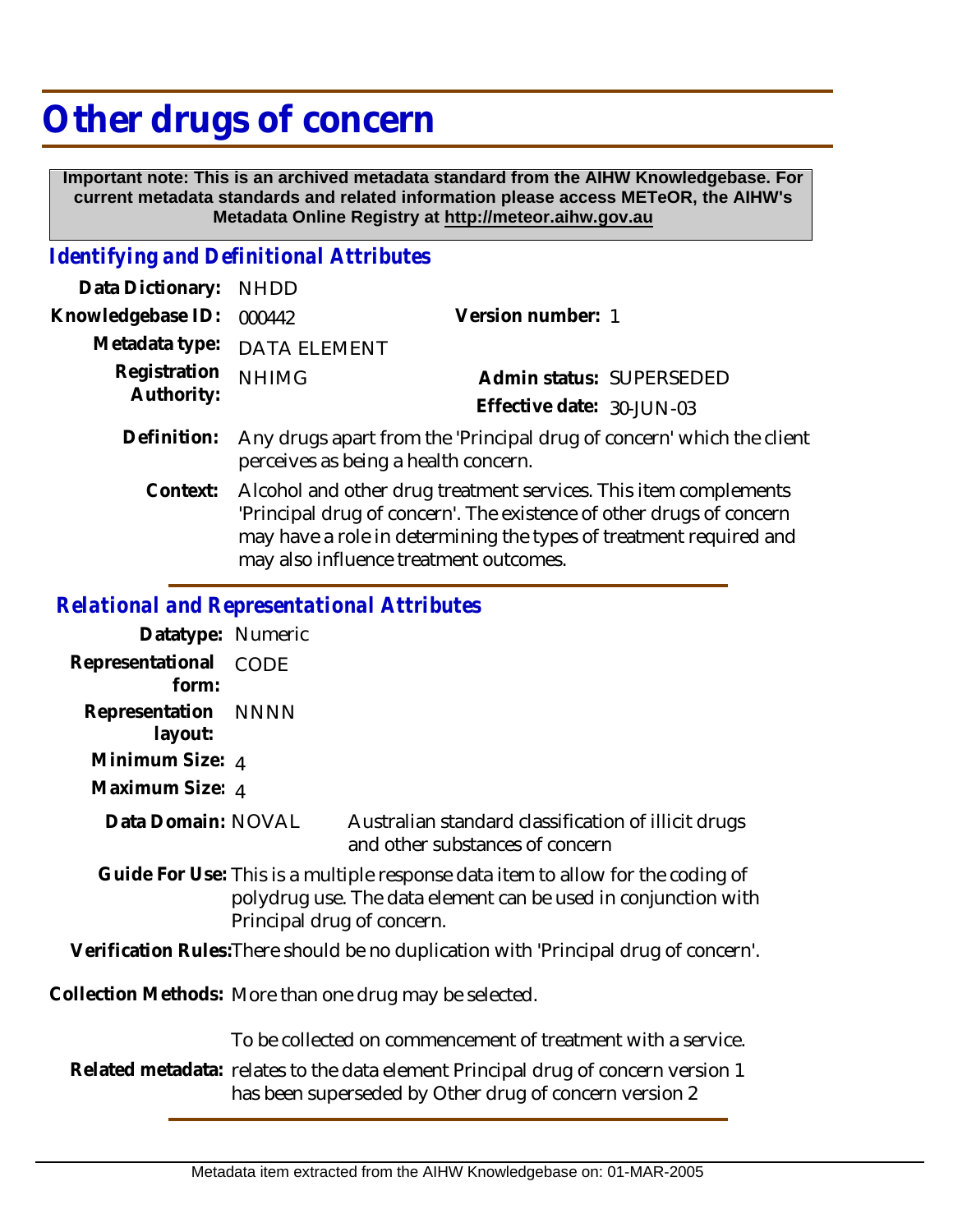# Other drugs of concern

**Important note: This is an archived metadata standard from the AIHW Knowledgebase. For current metadata standards and related information please access METeOR, the AIHW's Metadata Online Registry at http://meteor.aihw.gov.au**

## *Identifying and Definitional Attributes*

| | | | |
|---|---|---|---|
| Data Dictionary: | NHDD | | |
| Knowledgebase ID: | 000442 | Version number: | 1 |
| Metadata type: | DATA ELEMENT | | |
| Registration Authority: | NHIMG | Admin status: | SUPERSEDED |
| | | Effective date: | 30-JUN-03 |

**Definition:** Any drugs apart from the 'Principal drug of concern' which the client perceives as being a health concern.

**Context:** Alcohol and other drug treatment services. This item complements 'Principal drug of concern'. The existence of other drugs of concern may have a role in determining the types of treatment required and may also influence treatment outcomes.

## *Relational and Representational Attributes*

**Datatype:** Numeric

**Representational form:** CODE

**Representation layout:** NNNN

**Minimum Size:** 4

**Maximum Size:** 4

**Data Domain:** NOVAL — Australian standard classification of illicit drugs and other substances of concern

**Guide For Use:** This is a multiple response data item to allow for the coding of polydrug use. The data element can be used in conjunction with Principal drug of concern.

**Verification Rules:** There should be no duplication with 'Principal drug of concern'.

**Collection Methods:** More than one drug may be selected.

To be collected on commencement of treatment with a service.

**Related metadata:** relates to the data element Principal drug of concern version 1
has been superseded by Other drug of concern version 2

Metadata item extracted from the AIHW Knowledgebase on: 01-MAR-2005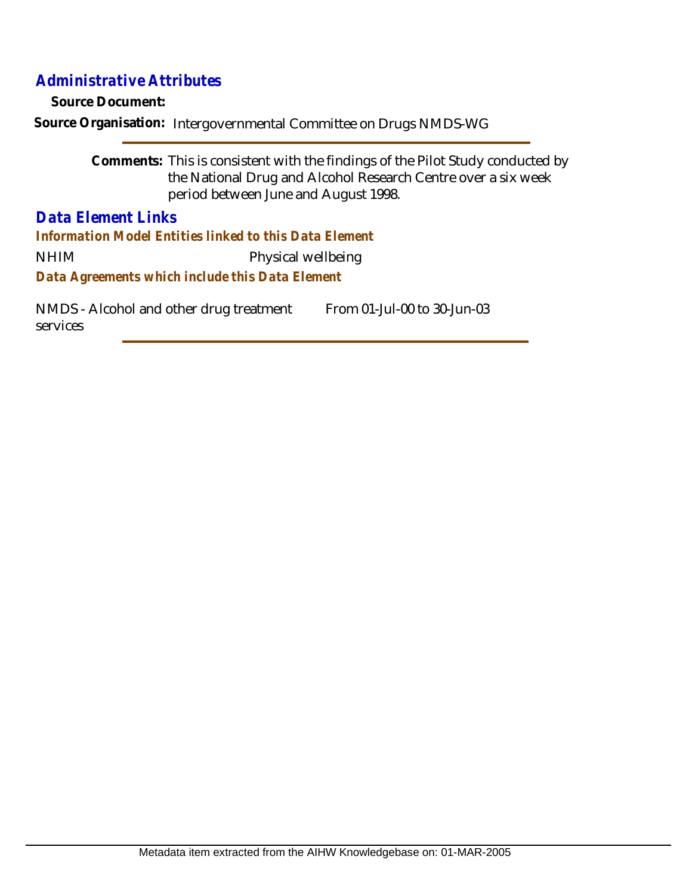## Administrative Attributes

**Source Document:**

**Source Organisation:** Intergovernmental Committee on Drugs NMDS-WG

---

**Comments:** This is consistent with the findings of the Pilot Study conducted by the National Drug and Alcohol Research Centre over a six week period between June and August 1998.

## Data Element Links

### *Information Model Entities linked to this Data Element*

| | |
|---|---|
| NHIM | Physical wellbeing |

### *Data Agreements which include this Data Element*

| | |
|---|---|
| NMDS - Alcohol and other drug treatment services | From 01-Jul-00 to 30-Jun-03 |

---